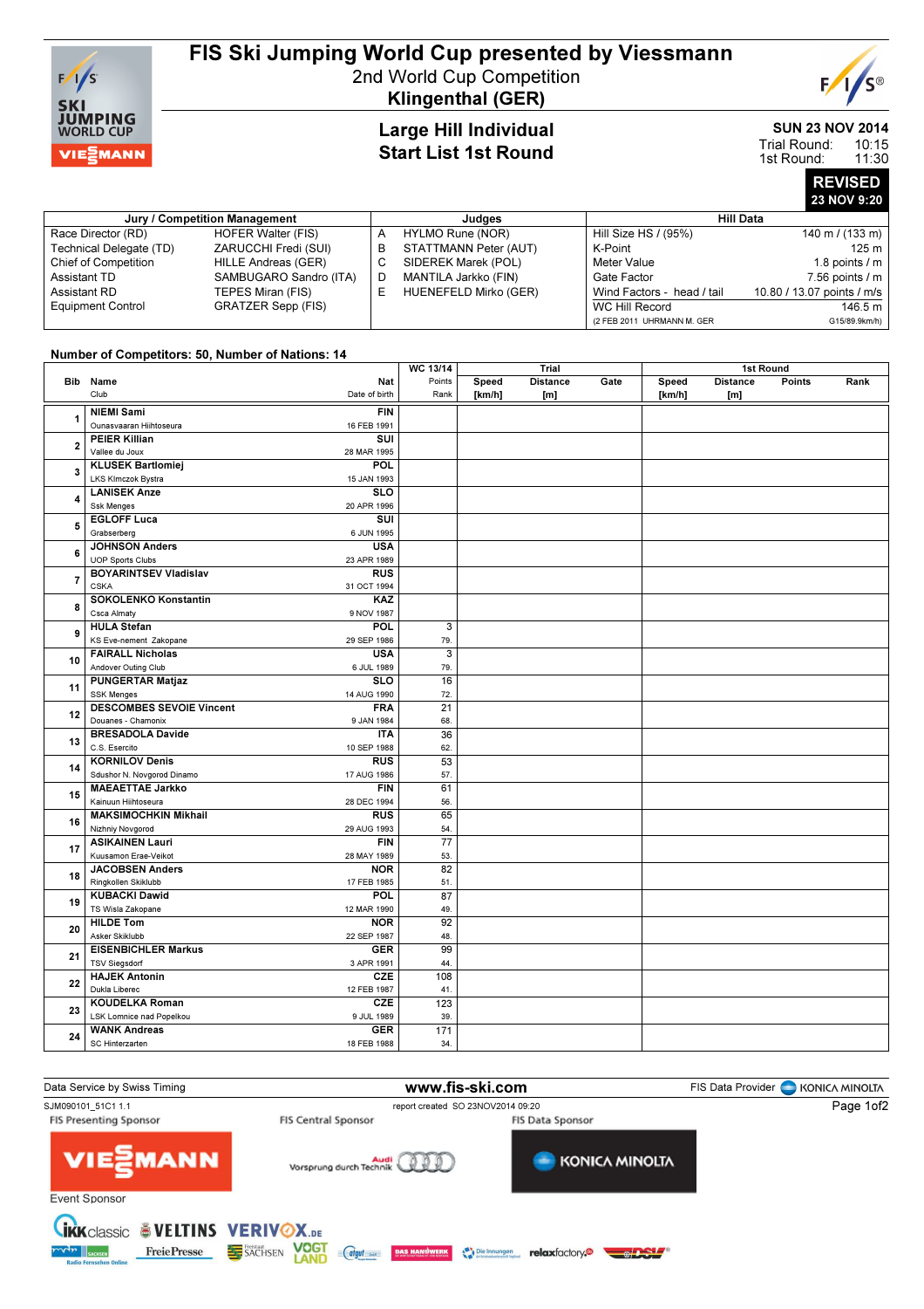# FIS Ski Jumping World Cup presented by Viessmann

## 2nd World Cup Competition

## Klingenthal (GER)

### Large Hill Individual
### Start List 1st Round

**SUN 23 NOV 2014**
Trial Round: 10:15
1st Round: 11:30

**REVISED**
**23 NOV 9:20**

| Jury / Competition Management | | Judges | | Hill Data | |
|---|---|---|---|---|---|
| Race Director (RD) | HOFER Walter (FIS) | A | HYLMO Rune (NOR) | Hill Size HS / (95%) | 140 m / (133 m) |
| Technical Delegate (TD) | ZARUCCHI Fredi (SUI) | B | STATTMANN Peter (AUT) | K-Point | 125 m |
| Chief of Competition | HILLE Andreas (GER) | C | SIDEREK Marek (POL) | Meter Value | 1.8 points / m |
| Assistant TD | SAMBUGARO Sandro (ITA) | D | MANTILA Jarkko (FIN) | Gate Factor | 7.56 points / m |
| Assistant RD | TEPES Miran (FIS) | E | HUENEFELD Mirko (GER) | Wind Factors - head / tail | 10.80 / 13.07 points / m/s |
| Equipment Control | GRATZER Sepp (FIS) | | | WC Hill Record | 146.5 m |
| | | | | (2 FEB 2011 UHRMANN M. GER) | G15/89.9km/h) |

**Number of Competitors: 50, Number of Nations: 14**

| Bib | Name / Club | Nat / Date of birth | WC 13/14 Points / Rank | Trial Speed [km/h] | Trial Distance [m] | Trial Gate | 1st Round Speed [km/h] | 1st Round Distance [m] | 1st Round Points | 1st Round Rank |
|---|---|---|---|---|---|---|---|---|---|---|
| 1 | NIEMI Sami / Ounasvaaran Hiihtoseura | FIN / 16 FEB 1991 | | | | | | | | |
| 2 | PEIER Killian / Vallee du Joux | SUI / 28 MAR 1995 | | | | | | | | |
| 3 | KLUSEK Bartlomiej / LKS Klmczok Bystra | POL / 15 JAN 1993 | | | | | | | | |
| 4 | LANISEK Anze / Ssk Menges | SLO / 20 APR 1996 | | | | | | | | |
| 5 | EGLOFF Luca / Grabserberg | SUI / 6 JUN 1995 | | | | | | | | |
| 6 | JOHNSON Anders / UOP Sports Clubs | USA / 23 APR 1989 | | | | | | | | |
| 7 | BOYARINTSEV Vladislav / CSKA | RUS / 31 OCT 1994 | | | | | | | | |
| 8 | SOKOLENKO Konstantin / Csca Almaty | KAZ / 9 NOV 1987 | | | | | | | | |
| 9 | HULA Stefan / KS Eve-nement Zakopane | POL / 29 SEP 1986 | 3 / 79. | | | | | | | |
| 10 | FAIRALL Nicholas / Andover Outing Club | USA / 6 JUL 1989 | 3 / 79. | | | | | | | |
| 11 | PUNGERTAR Matjaz / SSK Menges | SLO / 14 AUG 1990 | 16 / 72. | | | | | | | |
| 12 | DESCOMBES SEVOIE Vincent / Douanes - Chamonix | FRA / 9 JAN 1984 | 21 / 68. | | | | | | | |
| 13 | BRESADOLA Davide / C.S. Esercito | ITA / 10 SEP 1988 | 36 / 62. | | | | | | | |
| 14 | KORNILOV Denis / Sdushor N. Novgorod Dinamo | RUS / 17 AUG 1986 | 53 / 57. | | | | | | | |
| 15 | MAEAETTAE Jarkko / Kainuun Hiihtoseura | FIN / 28 DEC 1994 | 61 / 56. | | | | | | | |
| 16 | MAKSIMOCHKIN Mikhail / Nizhniy Novgorod | RUS / 29 AUG 1993 | 65 / 54. | | | | | | | |
| 17 | ASIKAINEN Lauri / Kuusamon Erae-Veikot | FIN / 28 MAY 1989 | 77 / 53. | | | | | | | |
| 18 | JACOBSEN Anders / Ringkollen Skiklubb | NOR / 17 FEB 1985 | 82 / 51. | | | | | | | |
| 19 | KUBACKI Dawid / TS Wisla Zakopane | POL / 12 MAR 1990 | 87 / 49. | | | | | | | |
| 20 | HILDE Tom / Asker Skiklubb | NOR / 22 SEP 1987 | 92 / 48. | | | | | | | |
| 21 | EISENBICHLER Markus / TSV Siegsdorf | GER / 3 APR 1991 | 99 / 44. | | | | | | | |
| 22 | HAJEK Antonin / Dukla Liberec | CZE / 12 FEB 1987 | 108 / 41. | | | | | | | |
| 23 | KOUDELKA Roman / LSK Lomnice nad Popelkou | CZE / 9 JUL 1989 | 123 / 39. | | | | | | | |
| 24 | WANK Andreas / SC Hinterzarten | GER / 18 FEB 1988 | 171 / 34. | | | | | | | |

Data Service by Swiss Timing | www.fis-ski.com | FIS Data Provider KONICA MINOLTA

SJM090101_51C1 1.1 | report created SO 23NOV2014 09:20

FIS Presenting Sponsor: VIESSMANN | FIS Central Sponsor: Audi | FIS Data Sponsor: KONICA MINOLTA

Event Sponsor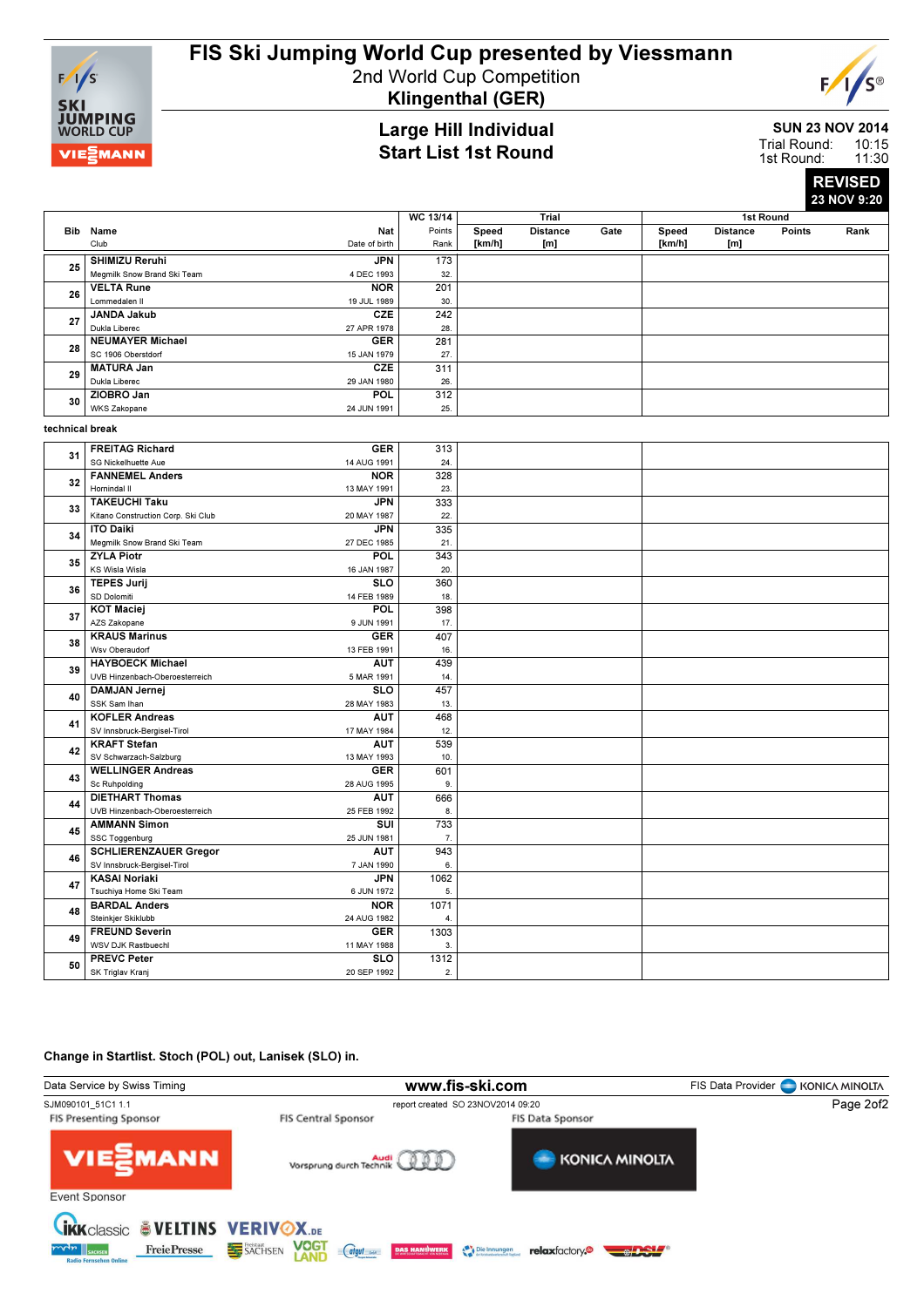# FIS Ski Jumping World Cup presented by Viessmann

2nd World Cup Competition

**Klingenthal (GER)**

## Large Hill Individual
## Start List 1st Round

**SUN 23 NOV 2014**

Trial Round: 10:15
1st Round: 11:30

**REVISED**
**23 NOV 9:20**

| Bib | Name / Club | Nat / Date of birth | WC 13/14 Points / Rank | Trial Speed [km/h] | Trial Distance [m] | Trial Gate | 1st Round Speed [km/h] | 1st Round Distance [m] | 1st Round Points | 1st Round Rank |
|---|---|---|---|---|---|---|---|---|---|---|
| 25 | **SHIMIZU Reruhi** / Megmilk Snow Brand Ski Team | JPN / 4 DEC 1993 | 173 / 32. | | | | | | | |
| 26 | **VELTA Rune** / Lommedalen Il | NOR / 19 JUL 1989 | 201 / 30. | | | | | | | |
| 27 | **JANDA Jakub** / Dukla Liberec | CZE / 27 APR 1978 | 242 / 28. | | | | | | | |
| 28 | **NEUMAYER Michael** / SC 1906 Oberstdorf | GER / 15 JAN 1979 | 281 / 27. | | | | | | | |
| 29 | **MATURA Jan** / Dukla Liberec | CZE / 29 JAN 1980 | 311 / 26. | | | | | | | |
| 30 | **ZIOBRO Jan** / WKS Zakopane | POL / 24 JUN 1991 | 312 / 25. | | | | | | | |

technical break

| Bib | Name / Club | Nat / Date of birth | WC 13/14 Points / Rank | Trial Speed [km/h] | Trial Distance [m] | Trial Gate | 1st Round Speed [km/h] | 1st Round Distance [m] | 1st Round Points | 1st Round Rank |
|---|---|---|---|---|---|---|---|---|---|---|
| 31 | **FREITAG Richard** / SG Nickelhuette Aue | GER / 14 AUG 1991 | 313 / 24. | | | | | | | |
| 32 | **FANNEMEL Anders** / Hornindal Il | NOR / 13 MAY 1991 | 328 / 23. | | | | | | | |
| 33 | **TAKEUCHI Taku** / Kitano Construction Corp. Ski Club | JPN / 20 MAY 1987 | 333 / 22. | | | | | | | |
| 34 | **ITO Daiki** / Megmilk Snow Brand Ski Team | JPN / 27 DEC 1985 | 335 / 21. | | | | | | | |
| 35 | **ZYLA Piotr** / KS Wisla Wisla | POL / 16 JAN 1987 | 343 / 20. | | | | | | | |
| 36 | **TEPES Jurij** / SD Dolomiti | SLO / 14 FEB 1989 | 360 / 18. | | | | | | | |
| 37 | **KOT Maciej** / AZS Zakopane | POL / 9 JUN 1991 | 398 / 17. | | | | | | | |
| 38 | **KRAUS Marinus** / Wsv Oberaudorf | GER / 13 FEB 1991 | 407 / 16. | | | | | | | |
| 39 | **HAYBOECK Michael** / UVB Hinzenbach-Oberoesterreich | AUT / 5 MAR 1991 | 439 / 14. | | | | | | | |
| 40 | **DAMJAN Jernej** / SSK Sam Ihan | SLO / 28 MAY 1983 | 457 / 13. | | | | | | | |
| 41 | **KOFLER Andreas** / SV Innsbruck-Bergisel-Tirol | AUT / 17 MAY 1984 | 468 / 12. | | | | | | | |
| 42 | **KRAFT Stefan** / SV Schwarzach-Salzburg | AUT / 13 MAY 1993 | 539 / 10. | | | | | | | |
| 43 | **WELLINGER Andreas** / Sc Ruhpolding | GER / 28 AUG 1995 | 601 / 9. | | | | | | | |
| 44 | **DIETHART Thomas** / UVB Hinzenbach-Oberoesterreich | AUT / 25 FEB 1992 | 666 / 8. | | | | | | | |
| 45 | **AMMANN Simon** / SSC Toggenburg | SUI / 25 JUN 1981 | 733 / 7. | | | | | | | |
| 46 | **SCHLIERENZAUER Gregor** / SV Innsbruck-Bergisel-Tirol | AUT / 7 JAN 1990 | 943 / 6. | | | | | | | |
| 47 | **KASAI Noriaki** / Tsuchiya Home Ski Team | JPN / 6 JUN 1972 | 1062 / 5. | | | | | | | |
| 48 | **BARDAL Anders** / Steinkjer Skiklubb | NOR / 24 AUG 1982 | 1071 / 4. | | | | | | | |
| 49 | **FREUND Severin** / WSV DJK Rastbuechl | GER / 11 MAY 1988 | 1303 / 3. | | | | | | | |
| 50 | **PREVC Peter** / SK Triglav Kranj | SLO / 20 SEP 1992 | 1312 / 2. | | | | | | | |

**Change in Startlist. Stoch (POL) out, Lanisek (SLO) in.**

Data Service by Swiss Timing — www.fis-ski.com — FIS Data Provider KONICA MINOLTA

SJM090101_51C1 1.1 — report created SO 23NOV2014 09:20